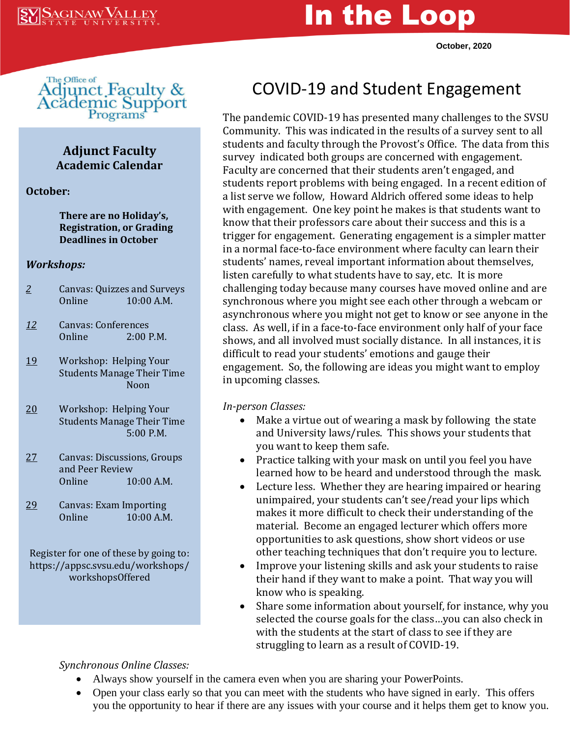Saginaw Valley State University

# In the Loop

October, 2020

The Office of Adjunct Faculty & Academic Support Programs

## Adjunct Faculty Academic Calendar

**October:**

**There are no Holiday's, Registration, or Grading Deadlines in October**

***Workshops:***

| Date | Workshop | Format | Time |
|---|---|---|---|
| 2 | Canvas: Quizzes and Surveys | Online | 10:00 A.M. |
| 12 | Canvas: Conferences | Online | 2:00 P.M. |
| 19 | Workshop: Helping Your Students Manage Their Time | | Noon |
| 20 | Workshop: Helping Your Students Manage Their Time | | 5:00 P.M. |
| 27 | Canvas: Discussions, Groups and Peer Review | Online | 10:00 A.M. |
| 29 | Canvas: Exam Importing | Online | 10:00 A.M. |

Register for one of these by going to: https://appsc.svsu.edu/workshops/workshopsOffered

## COVID-19 and Student Engagement

The pandemic COVID-19 has presented many challenges to the SVSU Community. This was indicated in the results of a survey sent to all students and faculty through the Provost's Office. The data from this survey indicated both groups are concerned with engagement. Faculty are concerned that their students aren't engaged, and students report problems with being engaged. In a recent edition of a list serve we follow, Howard Aldrich offered some ideas to help with engagement. One key point he makes is that students want to know that their professors care about their success and this is a trigger for engagement. Generating engagement is a simpler matter in a normal face-to-face environment where faculty can learn their students' names, reveal important information about themselves, listen carefully to what students have to say, etc. It is more challenging today because many courses have moved online and are synchronous where you might see each other through a webcam or asynchronous where you might not get to know or see anyone in the class. As well, if in a face-to-face environment only half of your face shows, and all involved must socially distance. In all instances, it is difficult to read your students' emotions and gauge their engagement. So, the following are ideas you might want to employ in upcoming classes.

*In-person Classes:*

- Make a virtue out of wearing a mask by following the state and University laws/rules. This shows your students that you want to keep them safe.
- Practice talking with your mask on until you feel you have learned how to be heard and understood through the mask.
- Lecture less. Whether they are hearing impaired or hearing unimpaired, your students can't see/read your lips which makes it more difficult to check their understanding of the material. Become an engaged lecturer which offers more opportunities to ask questions, show short videos or use other teaching techniques that don't require you to lecture.
- Improve your listening skills and ask your students to raise their hand if they want to make a point. That way you will know who is speaking.
- Share some information about yourself, for instance, why you selected the course goals for the class…you can also check in with the students at the start of class to see if they are struggling to learn as a result of COVID-19.

*Synchronous Online Classes:*

- Always show yourself in the camera even when you are sharing your PowerPoints.
- Open your class early so that you can meet with the students who have signed in early. This offers you the opportunity to hear if there are any issues with your course and it helps them get to know you.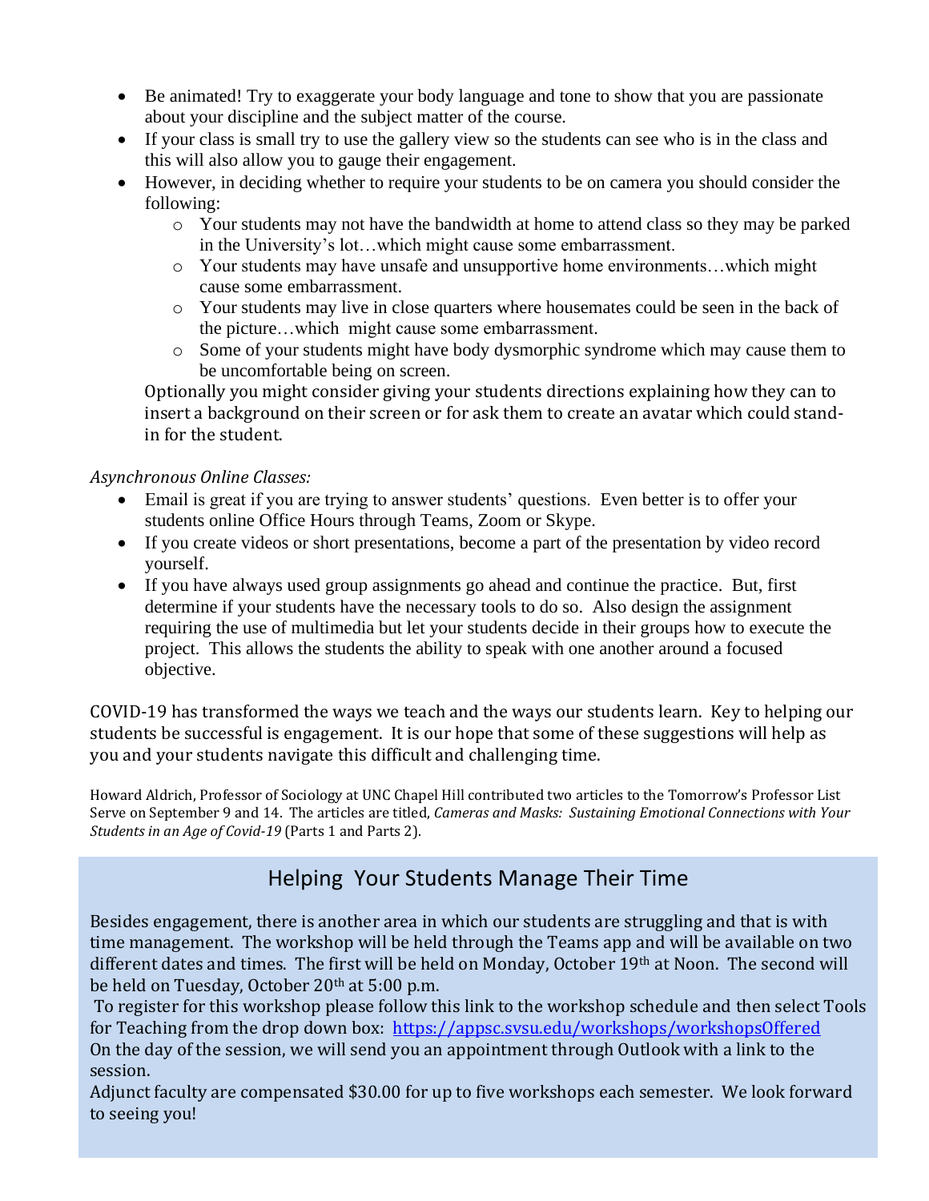- Be animated! Try to exaggerate your body language and tone to show that you are passionate about your discipline and the subject matter of the course.
- If your class is small try to use the gallery view so the students can see who is in the class and this will also allow you to gauge their engagement.
- However, in deciding whether to require your students to be on camera you should consider the following:
    - Your students may not have the bandwidth at home to attend class so they may be parked in the University's lot…which might cause some embarrassment.
    - Your students may have unsafe and unsupportive home environments…which might cause some embarrassment.
    - Your students may live in close quarters where housemates could be seen in the back of the picture…which might cause some embarrassment.
    - Some of your students might have body dysmorphic syndrome which may cause them to be uncomfortable being on screen.

  Optionally you might consider giving your students directions explaining how they can to insert a background on their screen or for ask them to create an avatar which could stand-in for the student.

*Asynchronous Online Classes:*

- Email is great if you are trying to answer students' questions. Even better is to offer your students online Office Hours through Teams, Zoom or Skype.
- If you create videos or short presentations, become a part of the presentation by video record yourself.
- If you have always used group assignments go ahead and continue the practice. But, first determine if your students have the necessary tools to do so. Also design the assignment requiring the use of multimedia but let your students decide in their groups how to execute the project. This allows the students the ability to speak with one another around a focused objective.

COVID-19 has transformed the ways we teach and the ways our students learn. Key to helping our students be successful is engagement. It is our hope that some of these suggestions will help as you and your students navigate this difficult and challenging time.

Howard Aldrich, Professor of Sociology at UNC Chapel Hill contributed two articles to the Tomorrow's Professor List Serve on September 9 and 14. The articles are titled, *Cameras and Masks: Sustaining Emotional Connections with Your Students in an Age of Covid-19* (Parts 1 and Parts 2).

## Helping Your Students Manage Their Time

Besides engagement, there is another area in which our students are struggling and that is with time management. The workshop will be held through the Teams app and will be available on two different dates and times. The first will be held on Monday, October 19th at Noon. The second will be held on Tuesday, October 20th at 5:00 p.m.

To register for this workshop please follow this link to the workshop schedule and then select Tools for Teaching from the drop down box: [https://appsc.svsu.edu/workshops/workshopsOffered](https://appsc.svsu.edu/workshops/workshopsOffered)

On the day of the session, we will send you an appointment through Outlook with a link to the session.

Adjunct faculty are compensated $30.00 for up to five workshops each semester. We look forward to seeing you!